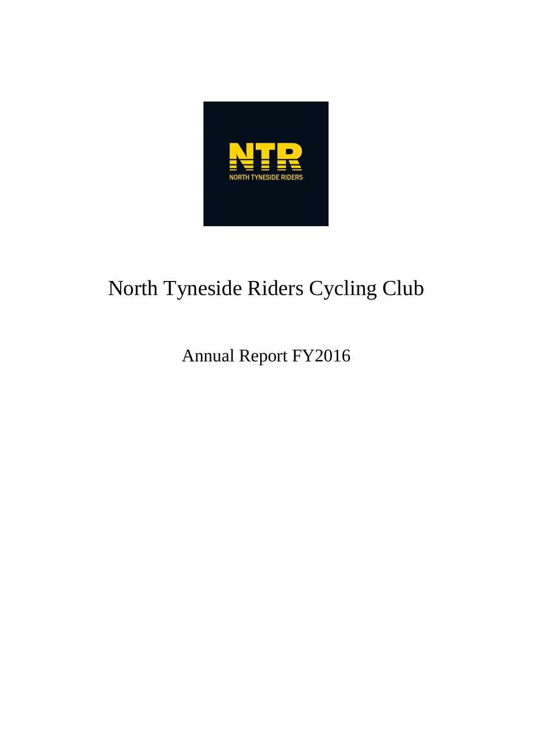# North Tyneside Riders Cycling Club

## Annual Report FY2016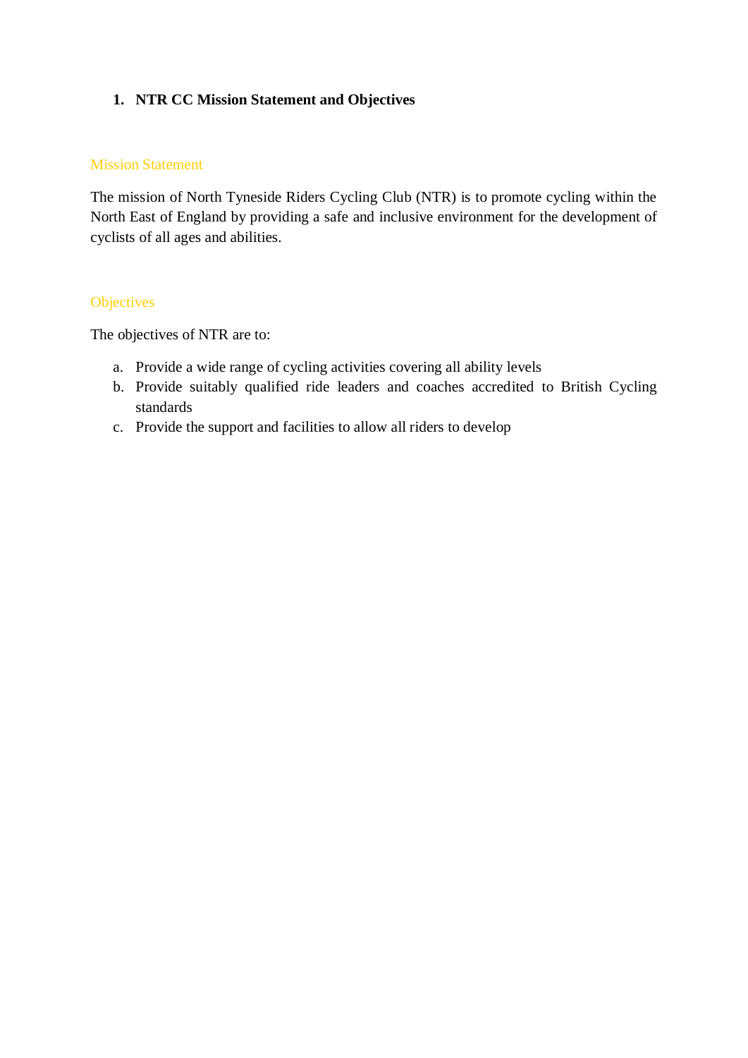# 1. NTR CC Mission Statement and Objectives

## Mission Statement

The mission of North Tyneside Riders Cycling Club (NTR) is to promote cycling within the North East of England by providing a safe and inclusive environment for the development of cyclists of all ages and abilities.

## Objectives

The objectives of NTR are to:

a. Provide a wide range of cycling activities covering all ability levels
b. Provide suitably qualified ride leaders and coaches accredited to British Cycling standards
c. Provide the support and facilities to allow all riders to develop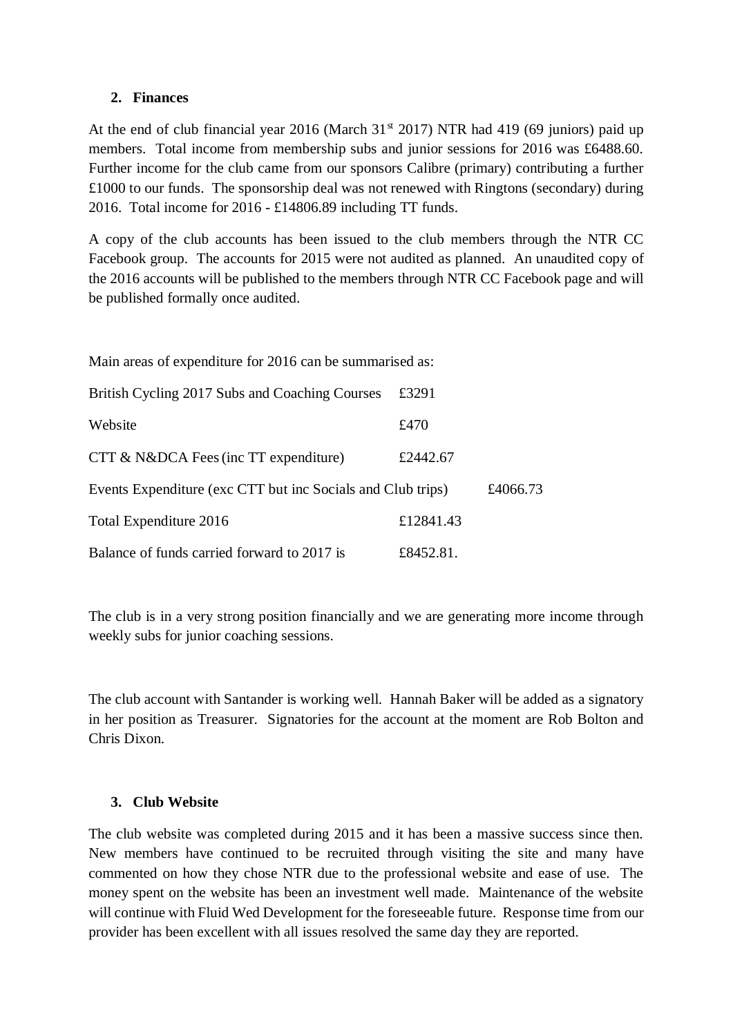## 2. Finances

At the end of club financial year 2016 (March 31st 2017) NTR had 419 (69 juniors) paid up members. Total income from membership subs and junior sessions for 2016 was £6488.60. Further income for the club came from our sponsors Calibre (primary) contributing a further £1000 to our funds. The sponsorship deal was not renewed with Ringtons (secondary) during 2016. Total income for 2016 - £14806.89 including TT funds.

A copy of the club accounts has been issued to the club members through the NTR CC Facebook group. The accounts for 2015 were not audited as planned. An unaudited copy of the 2016 accounts will be published to the members through NTR CC Facebook page and will be published formally once audited.

Main areas of expenditure for 2016 can be summarised as:

| | |
|---|---|
| British Cycling 2017 Subs and Coaching Courses | £3291 |
| Website | £470 |
| CTT & N&DCA Fees (inc TT expenditure) | £2442.67 |
| Events Expenditure (exc CTT but inc Socials and Club trips) | £4066.73 |
| Total Expenditure 2016 | £12841.43 |
| Balance of funds carried forward to 2017 is | £8452.81. |

The club is in a very strong position financially and we are generating more income through weekly subs for junior coaching sessions.

The club account with Santander is working well. Hannah Baker will be added as a signatory in her position as Treasurer. Signatories for the account at the moment are Rob Bolton and Chris Dixon.

## 3. Club Website

The club website was completed during 2015 and it has been a massive success since then. New members have continued to be recruited through visiting the site and many have commented on how they chose NTR due to the professional website and ease of use. The money spent on the website has been an investment well made. Maintenance of the website will continue with Fluid Wed Development for the foreseeable future. Response time from our provider has been excellent with all issues resolved the same day they are reported.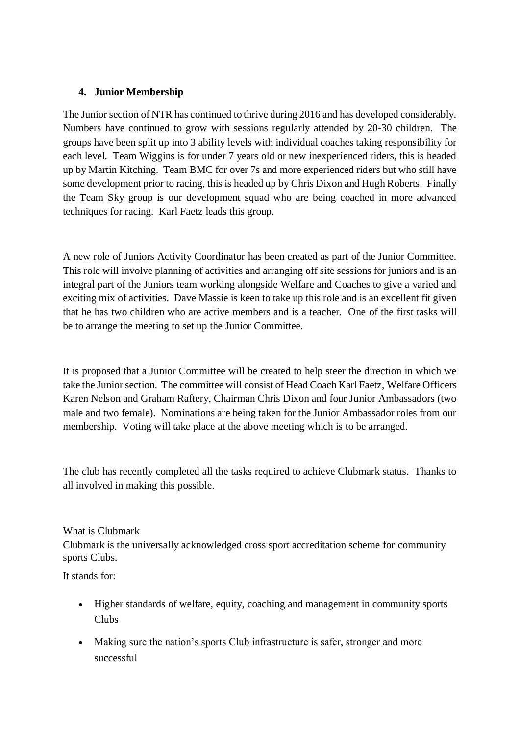## 4. Junior Membership

The Junior section of NTR has continued to thrive during 2016 and has developed considerably. Numbers have continued to grow with sessions regularly attended by 20-30 children. The groups have been split up into 3 ability levels with individual coaches taking responsibility for each level. Team Wiggins is for under 7 years old or new inexperienced riders, this is headed up by Martin Kitching. Team BMC for over 7s and more experienced riders but who still have some development prior to racing, this is headed up by Chris Dixon and Hugh Roberts. Finally the Team Sky group is our development squad who are being coached in more advanced techniques for racing. Karl Faetz leads this group.

A new role of Juniors Activity Coordinator has been created as part of the Junior Committee. This role will involve planning of activities and arranging off site sessions for juniors and is an integral part of the Juniors team working alongside Welfare and Coaches to give a varied and exciting mix of activities. Dave Massie is keen to take up this role and is an excellent fit given that he has two children who are active members and is a teacher. One of the first tasks will be to arrange the meeting to set up the Junior Committee.

It is proposed that a Junior Committee will be created to help steer the direction in which we take the Junior section. The committee will consist of Head Coach Karl Faetz, Welfare Officers Karen Nelson and Graham Raftery, Chairman Chris Dixon and four Junior Ambassadors (two male and two female). Nominations are being taken for the Junior Ambassador roles from our membership. Voting will take place at the above meeting which is to be arranged.

The club has recently completed all the tasks required to achieve Clubmark status. Thanks to all involved in making this possible.

What is Clubmark

Clubmark is the universally acknowledged cross sport accreditation scheme for community sports Clubs.

It stands for:

- Higher standards of welfare, equity, coaching and management in community sports Clubs
- Making sure the nation's sports Club infrastructure is safer, stronger and more successful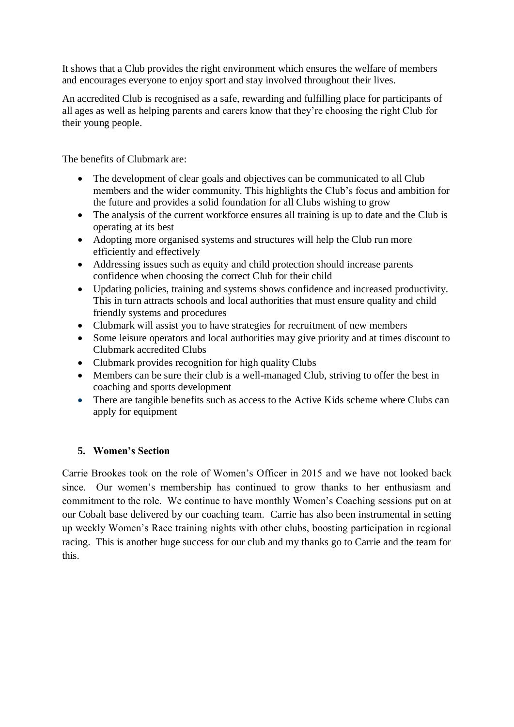It shows that a Club provides the right environment which ensures the welfare of members and encourages everyone to enjoy sport and stay involved throughout their lives.

An accredited Club is recognised as a safe, rewarding and fulfilling place for participants of all ages as well as helping parents and carers know that they're choosing the right Club for their young people.

The benefits of Clubmark are:

- The development of clear goals and objectives can be communicated to all Club members and the wider community. This highlights the Club's focus and ambition for the future and provides a solid foundation for all Clubs wishing to grow
- The analysis of the current workforce ensures all training is up to date and the Club is operating at its best
- Adopting more organised systems and structures will help the Club run more efficiently and effectively
- Addressing issues such as equity and child protection should increase parents confidence when choosing the correct Club for their child
- Updating policies, training and systems shows confidence and increased productivity. This in turn attracts schools and local authorities that must ensure quality and child friendly systems and procedures
- Clubmark will assist you to have strategies for recruitment of new members
- Some leisure operators and local authorities may give priority and at times discount to Clubmark accredited Clubs
- Clubmark provides recognition for high quality Clubs
- Members can be sure their club is a well-managed Club, striving to offer the best in coaching and sports development
- There are tangible benefits such as access to the Active Kids scheme where Clubs can apply for equipment

**5. Women's Section**

Carrie Brookes took on the role of Women's Officer in 2015 and we have not looked back since. Our women's membership has continued to grow thanks to her enthusiasm and commitment to the role. We continue to have monthly Women's Coaching sessions put on at our Cobalt base delivered by our coaching team. Carrie has also been instrumental in setting up weekly Women's Race training nights with other clubs, boosting participation in regional racing. This is another huge success for our club and my thanks go to Carrie and the team for this.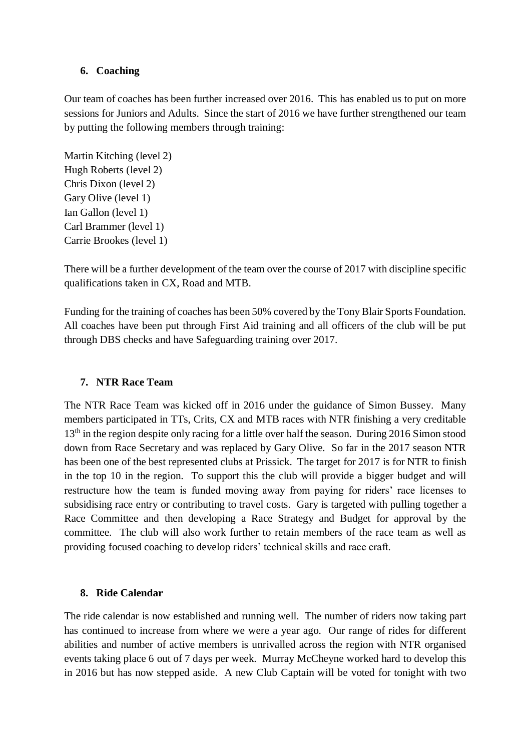## 6. Coaching

Our team of coaches has been further increased over 2016. This has enabled us to put on more sessions for Juniors and Adults. Since the start of 2016 we have further strengthened our team by putting the following members through training:

Martin Kitching (level 2)
Hugh Roberts (level 2)
Chris Dixon (level 2)
Gary Olive (level 1)
Ian Gallon (level 1)
Carl Brammer (level 1)
Carrie Brookes (level 1)

There will be a further development of the team over the course of 2017 with discipline specific qualifications taken in CX, Road and MTB.

Funding for the training of coaches has been 50% covered by the Tony Blair Sports Foundation. All coaches have been put through First Aid training and all officers of the club will be put through DBS checks and have Safeguarding training over 2017.

## 7. NTR Race Team

The NTR Race Team was kicked off in 2016 under the guidance of Simon Bussey. Many members participated in TTs, Crits, CX and MTB races with NTR finishing a very creditable 13th in the region despite only racing for a little over half the season. During 2016 Simon stood down from Race Secretary and was replaced by Gary Olive. So far in the 2017 season NTR has been one of the best represented clubs at Prissick. The target for 2017 is for NTR to finish in the top 10 in the region. To support this the club will provide a bigger budget and will restructure how the team is funded moving away from paying for riders' race licenses to subsidising race entry or contributing to travel costs. Gary is targeted with pulling together a Race Committee and then developing a Race Strategy and Budget for approval by the committee. The club will also work further to retain members of the race team as well as providing focused coaching to develop riders' technical skills and race craft.

## 8. Ride Calendar

The ride calendar is now established and running well. The number of riders now taking part has continued to increase from where we were a year ago. Our range of rides for different abilities and number of active members is unrivalled across the region with NTR organised events taking place 6 out of 7 days per week. Murray McCheyne worked hard to develop this in 2016 but has now stepped aside. A new Club Captain will be voted for tonight with two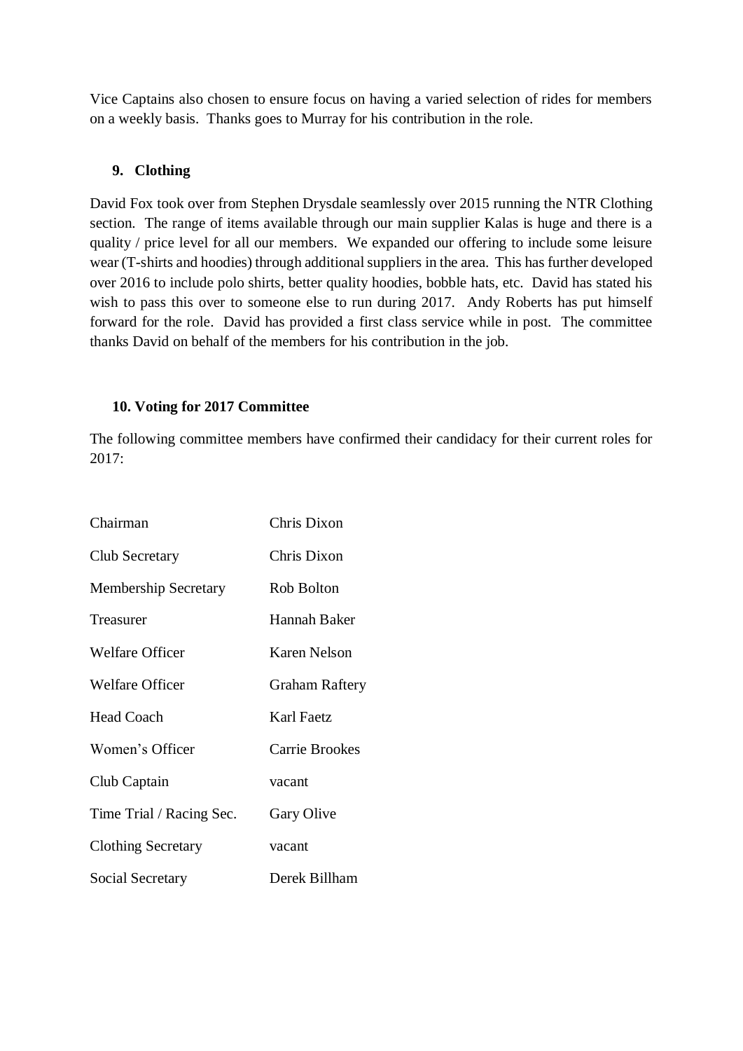Vice Captains also chosen to ensure focus on having a varied selection of rides for members on a weekly basis. Thanks goes to Murray for his contribution in the role.

## 9. Clothing

David Fox took over from Stephen Drysdale seamlessly over 2015 running the NTR Clothing section. The range of items available through our main supplier Kalas is huge and there is a quality / price level for all our members. We expanded our offering to include some leisure wear (T-shirts and hoodies) through additional suppliers in the area. This has further developed over 2016 to include polo shirts, better quality hoodies, bobble hats, etc. David has stated his wish to pass this over to someone else to run during 2017. Andy Roberts has put himself forward for the role. David has provided a first class service while in post. The committee thanks David on behalf of the members for his contribution in the job.

## 10. Voting for 2017 Committee

The following committee members have confirmed their candidacy for their current roles for 2017:

| Role | Name |
|---|---|
| Chairman | Chris Dixon |
| Club Secretary | Chris Dixon |
| Membership Secretary | Rob Bolton |
| Treasurer | Hannah Baker |
| Welfare Officer | Karen Nelson |
| Welfare Officer | Graham Raftery |
| Head Coach | Karl Faetz |
| Women's Officer | Carrie Brookes |
| Club Captain | vacant |
| Time Trial / Racing Sec. | Gary Olive |
| Clothing Secretary | vacant |
| Social Secretary | Derek Billham |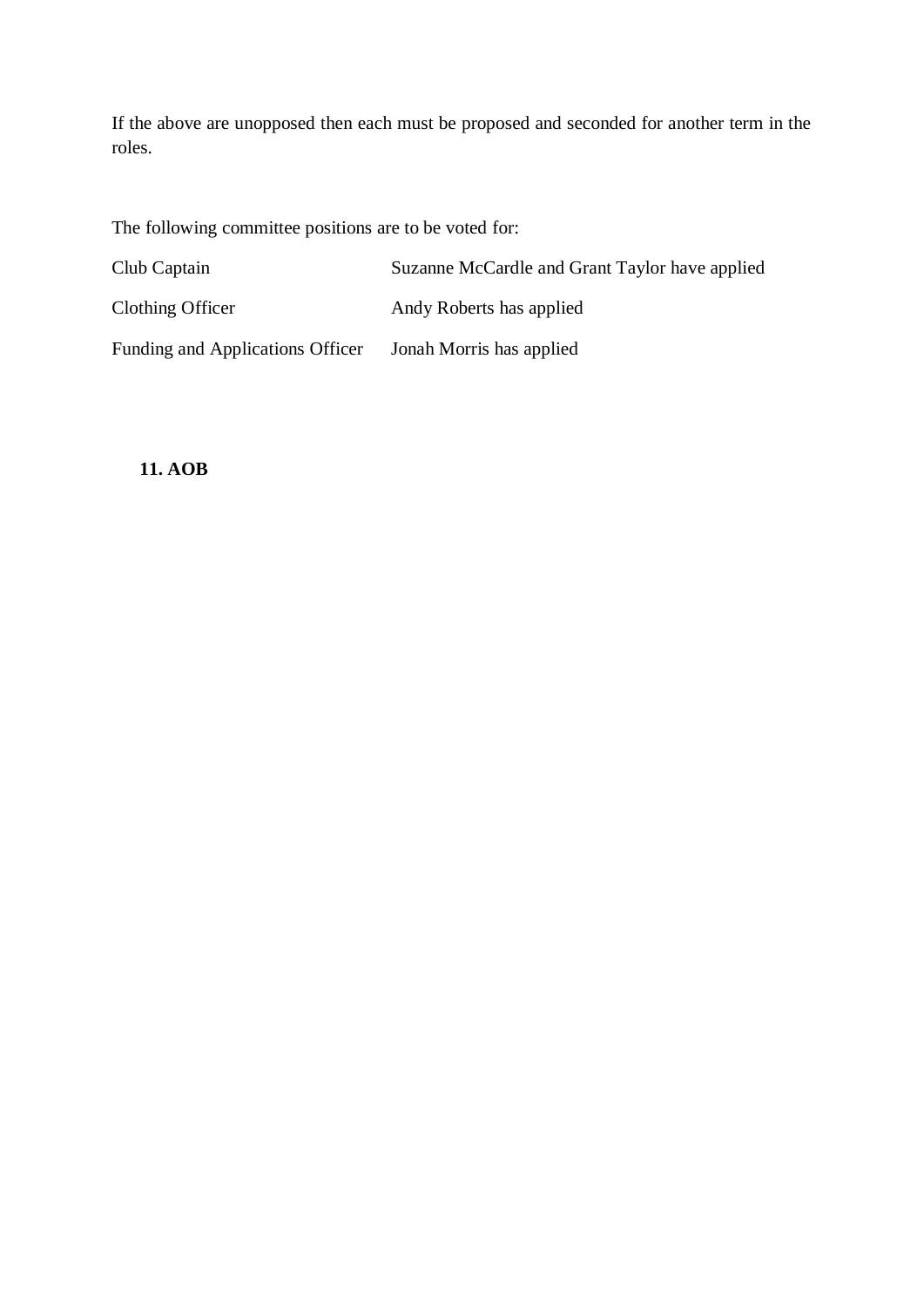If the above are unopposed then each must be proposed and seconded for another term in the roles.

The following committee positions are to be voted for:

| | |
|---|---|
| Club Captain | Suzanne McCardle and Grant Taylor have applied |
| Clothing Officer | Andy Roberts has applied |
| Funding and Applications Officer | Jonah Morris has applied |

**11. AOB**